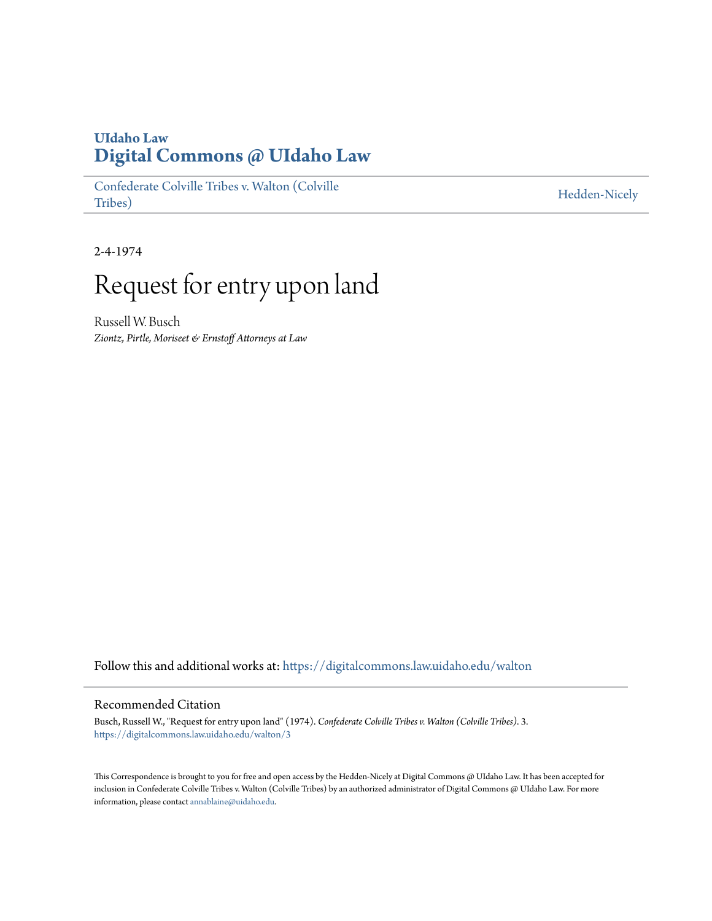UIdaho Law
**Digital Commons @ UIdaho Law**

Confederate Colville Tribes v. Walton (Colville Tribes)

Hedden-Nicely

2-4-1974

# Request for entry upon land

Russell W. Busch
*Ziontz, Pirtle, Moriseet & Ernstoff Attorneys at Law*

Follow this and additional works at: https://digitalcommons.law.uidaho.edu/walton

## Recommended Citation

Busch, Russell W., "Request for entry upon land" (1974). *Confederate Colville Tribes v. Walton (Colville Tribes)*. 3.
https://digitalcommons.law.uidaho.edu/walton/3

This Correspondence is brought to you for free and open access by the Hedden-Nicely at Digital Commons @ UIdaho Law. It has been accepted for inclusion in Confederate Colville Tribes v. Walton (Colville Tribes) by an authorized administrator of Digital Commons @ UIdaho Law. For more information, please contact annablaine@uidaho.edu.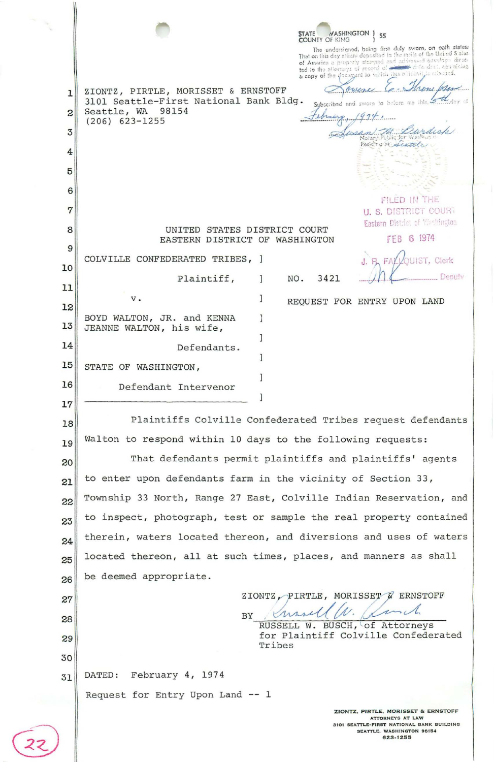STATE OF WASHINGTON } SS
COUNTY OF KING }

The undersigned, being first duly sworn, on oath states: That on this day affiant deposited in the mails of the United States of America a properly stamped and addressed envelope directed to the attorneys of record of defendant containing a copy of the document to which this affidavit is attached.

Lowene E. Thomas

Subscribed and sworn to before me this 5th day of February, 1974.

Susan M. Burdick
Notary Public for Washington
Residing at Seattle

FILED IN THE
U. S. DISTRICT COURT
Eastern District of Washington

FEB 6 1974

J. R. FALLQUIST, Clerk
Deputy

ZIONTZ, PIRTLE, MORISSET & ERNSTOFF
3101 Seattle-First National Bank Bldg.
Seattle, WA 98154
(206) 623-1255

UNITED STATES DISTRICT COURT
EASTERN DISTRICT OF WASHINGTON

| | | |
|---|---|---|
| COLVILLE CONFEDERATED TRIBES, Plaintiff, | ] | NO. 3421 |
| v. | ] | REQUEST FOR ENTRY UPON LAND |
| BOYD WALTON, JR. and KENNA JEANNE WALTON, his wife, Defendants. | ] | |
| STATE OF WASHINGTON, Defendant Intervenor | ] | |

Plaintiffs Colville Confederated Tribes request defendants Walton to respond within 10 days to the following requests:

That defendants permit plaintiffs and plaintiffs' agents to enter upon defendants farm in the vicinity of Section 33, Township 33 North, Range 27 East, Colville Indian Reservation, and to inspect, photograph, test or sample the real property contained therein, waters located thereon, and diversions and uses of waters located thereon, all at such times, places, and manners as shall be deemed appropriate.

ZIONTZ, PIRTLE, MORISSET & ERNSTOFF

BY Russell W. Busch
RUSSELL W. BUSCH, of Attorneys for Plaintiff Colville Confederated Tribes

DATED: February 4, 1974

Request for Entry Upon Land -- 1

ZIONTZ, PIRTLE, MORISSET & ERNSTOFF
ATTORNEYS AT LAW
3101 SEATTLE-FIRST NATIONAL BANK BUILDING
SEATTLE, WASHINGTON 98154
623-1255

22